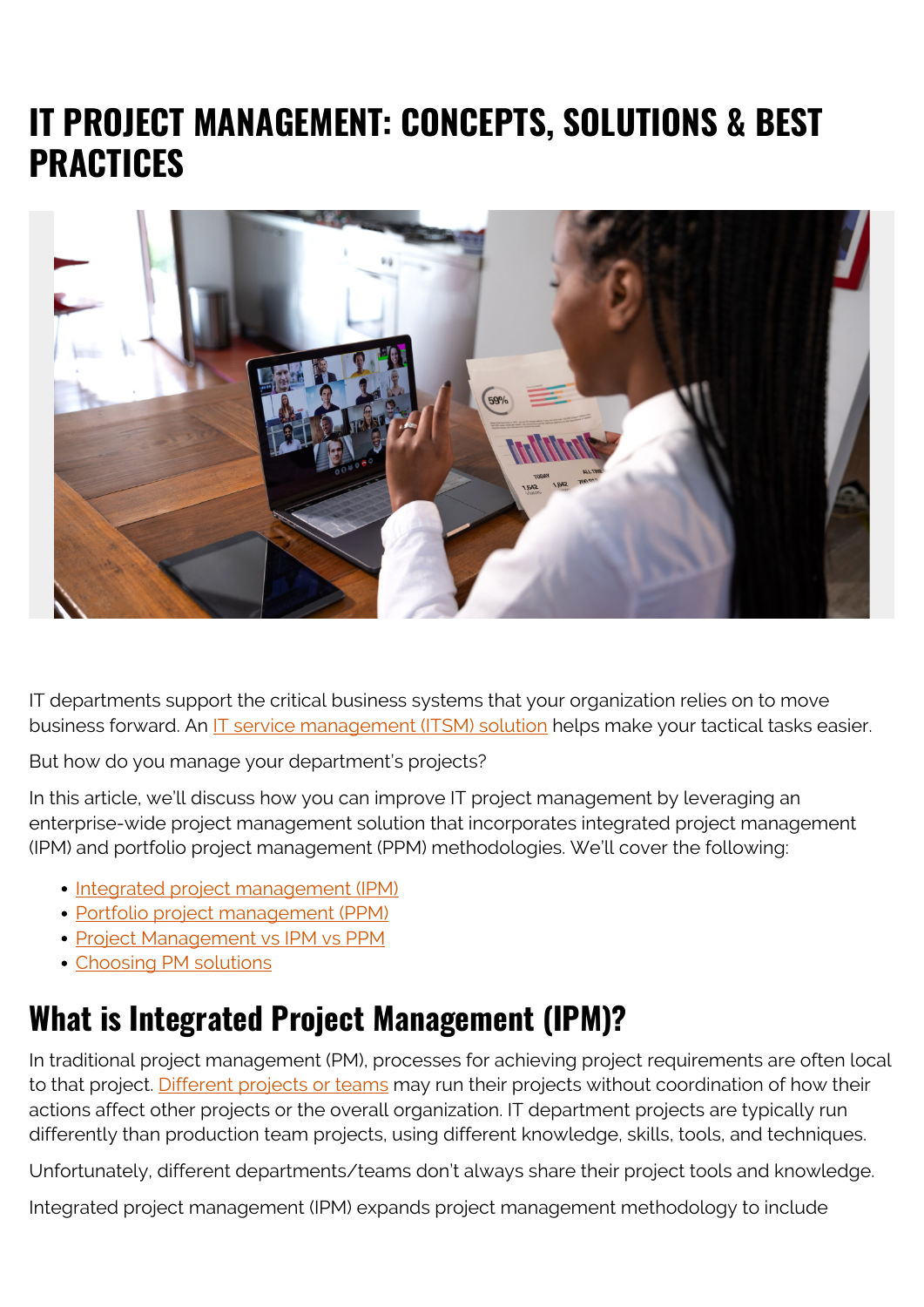# IT PROJECT MANAGEMENT: CONCEPTS, SOLUTIONS & BEST PRACTICES

IT departments support the critical business systems that your organization relies on to move business forward. An IT service management (ITSM) solution helps make your tactical tasks easier.

But how do you manage your department's projects?

In this article, we'll discuss how you can improve IT project management by leveraging an enterprise-wide project management solution that incorporates integrated project management (IPM) and portfolio project management (PPM) methodologies. We'll cover the following:

- Integrated project management (IPM)
- Portfolio project management (PPM)
- Project Management vs IPM vs PPM
- Choosing PM solutions

## What is Integrated Project Management (IPM)?

In traditional project management (PM), processes for achieving project requirements are often local to that project. Different projects or teams may run their projects without coordination of how their actions affect other projects or the overall organization. IT department projects are typically run differently than production team projects, using different knowledge, skills, tools, and techniques.

Unfortunately, different departments/teams don't always share their project tools and knowledge.

Integrated project management (IPM) expands project management methodology to include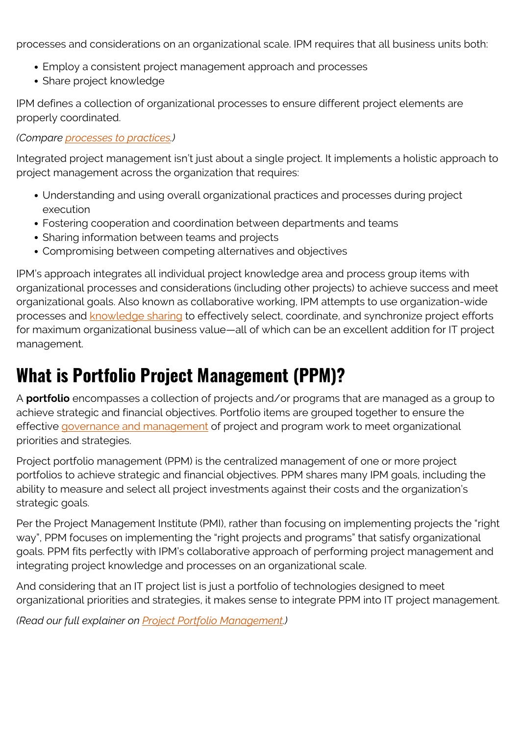processes and considerations on an organizational scale. IPM requires that all business units both:

- Employ a consistent project management approach and processes
- Share project knowledge

IPM defines a collection of organizational processes to ensure different project elements are properly coordinated.

*(Compare processes to practices.)*

Integrated project management isn't just about a single project. It implements a holistic approach to project management across the organization that requires:

- Understanding and using overall organizational practices and processes during project execution
- Fostering cooperation and coordination between departments and teams
- Sharing information between teams and projects
- Compromising between competing alternatives and objectives

IPM's approach integrates all individual project knowledge area and process group items with organizational processes and considerations (including other projects) to achieve success and meet organizational goals. Also known as collaborative working, IPM attempts to use organization-wide processes and knowledge sharing to effectively select, coordinate, and synchronize project efforts for maximum organizational business value—all of which can be an excellent addition for IT project management.

## What is Portfolio Project Management (PPM)?

A **portfolio** encompasses a collection of projects and/or programs that are managed as a group to achieve strategic and financial objectives. Portfolio items are grouped together to ensure the effective governance and management of project and program work to meet organizational priorities and strategies.

Project portfolio management (PPM) is the centralized management of one or more project portfolios to achieve strategic and financial objectives. PPM shares many IPM goals, including the ability to measure and select all project investments against their costs and the organization's strategic goals.

Per the Project Management Institute (PMI), rather than focusing on implementing projects the "right way", PPM focuses on implementing the "right projects and programs" that satisfy organizational goals. PPM fits perfectly with IPM's collaborative approach of performing project management and integrating project knowledge and processes on an organizational scale.

And considering that an IT project list is just a portfolio of technologies designed to meet organizational priorities and strategies, it makes sense to integrate PPM into IT project management.

*(Read our full explainer on Project Portfolio Management.)*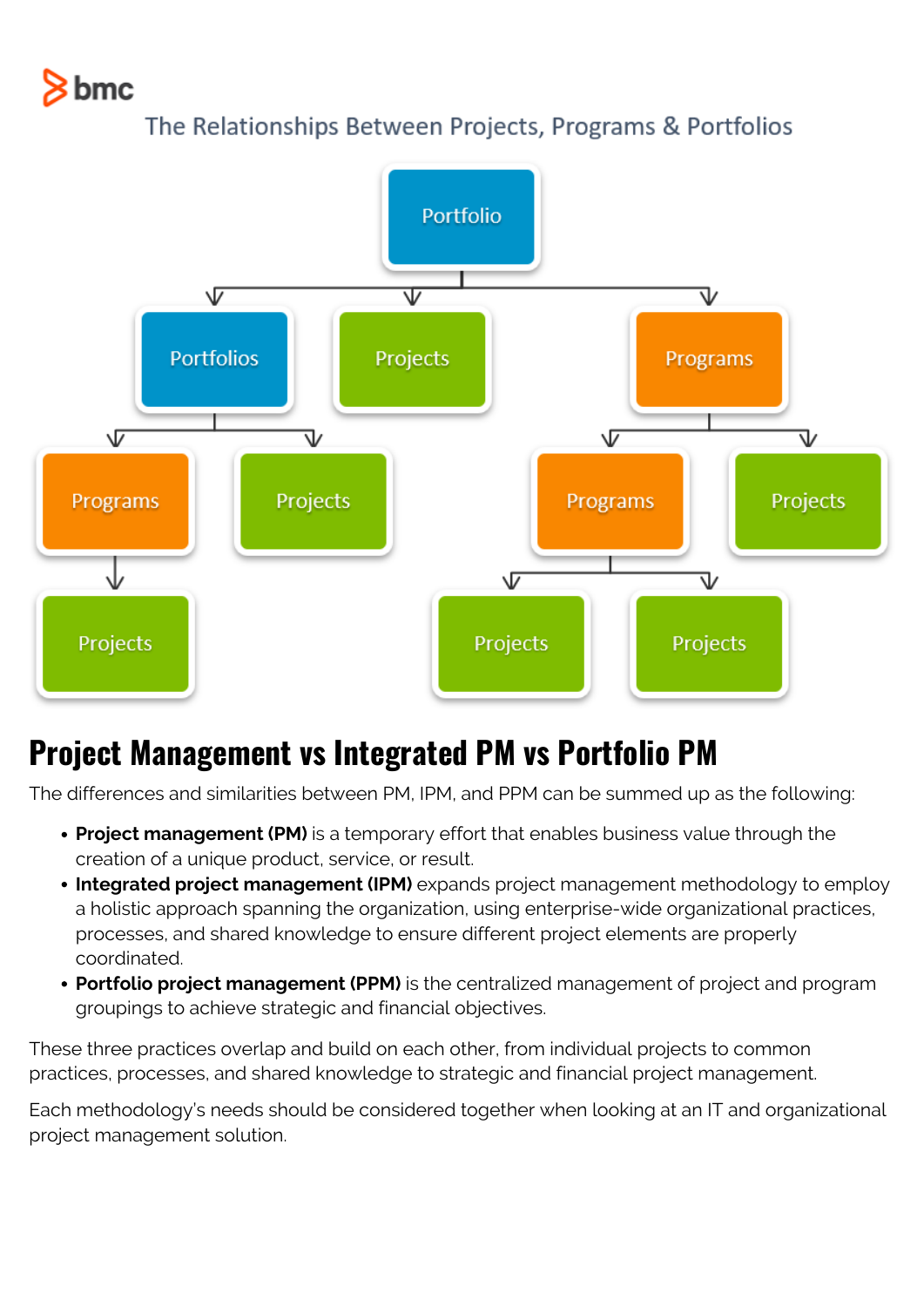The Relationships Between Projects, Programs & Portfolios

## Project Management vs Integrated PM vs Portfolio PM

The differences and similarities between PM, IPM, and PPM can be summed up as the following:

- **Project management (PM)** is a temporary effort that enables business value through the creation of a unique product, service, or result.
- **Integrated project management (IPM)** expands project management methodology to employ a holistic approach spanning the organization, using enterprise-wide organizational practices, processes, and shared knowledge to ensure different project elements are properly coordinated.
- **Portfolio project management (PPM)** is the centralized management of project and program groupings to achieve strategic and financial objectives.

These three practices overlap and build on each other, from individual projects to common practices, processes, and shared knowledge to strategic and financial project management.

Each methodology's needs should be considered together when looking at an IT and organizational project management solution.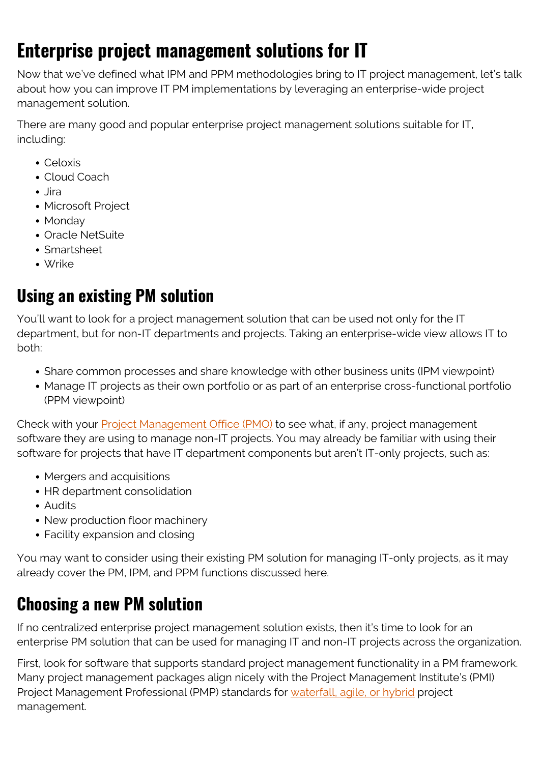## Enterprise project management solutions for IT

Now that we've defined what IPM and PPM methodologies bring to IT project management, let's talk about how you can improve IT PM implementations by leveraging an enterprise-wide project management solution.

There are many good and popular enterprise project management solutions suitable for IT, including:

- Celoxis
- Cloud Coach
- Jira
- Microsoft Project
- Monday
- Oracle NetSuite
- Smartsheet
- Wrike

## Using an existing PM solution

You'll want to look for a project management solution that can be used not only for the IT department, but for non-IT departments and projects. Taking an enterprise-wide view allows IT to both:

- Share common processes and share knowledge with other business units (IPM viewpoint)
- Manage IT projects as their own portfolio or as part of an enterprise cross-functional portfolio (PPM viewpoint)

Check with your [Project Management Office (PMO)]() to see what, if any, project management software they are using to manage non-IT projects. You may already be familiar with using their software for projects that have IT department components but aren't IT-only projects, such as:

- Mergers and acquisitions
- HR department consolidation
- Audits
- New production floor machinery
- Facility expansion and closing

You may want to consider using their existing PM solution for managing IT-only projects, as it may already cover the PM, IPM, and PPM functions discussed here.

## Choosing a new PM solution

If no centralized enterprise project management solution exists, then it's time to look for an enterprise PM solution that can be used for managing IT and non-IT projects across the organization.

First, look for software that supports standard project management functionality in a PM framework. Many project management packages align nicely with the Project Management Institute's (PMI) Project Management Professional (PMP) standards for [waterfall, agile, or hybrid]() project management.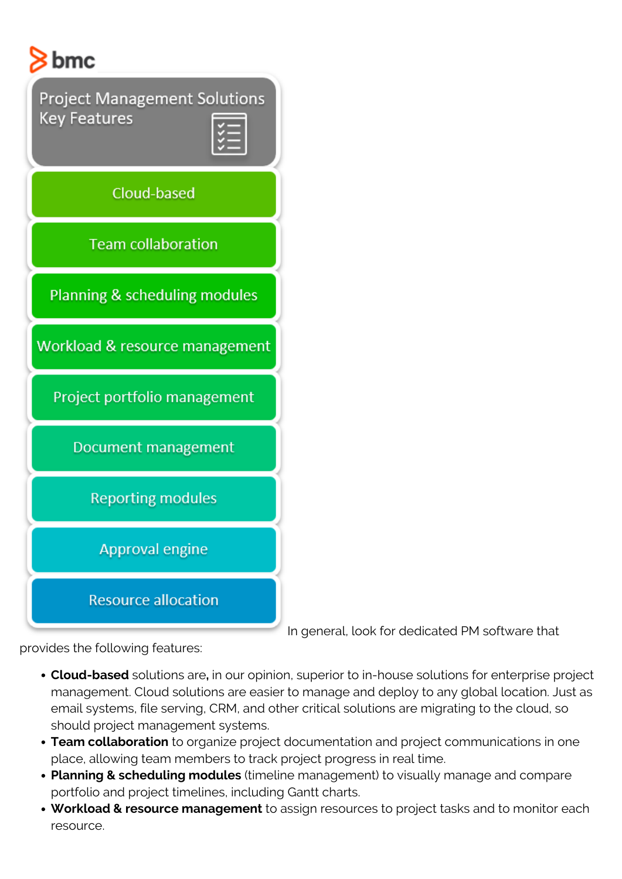**Project Management Solutions Key Features**

- Cloud-based
- Team collaboration
- Planning & scheduling modules
- Workload & resource management
- Project portfolio management
- Document management
- Reporting modules
- Approval engine
- Resource allocation

In general, look for dedicated PM software that provides the following features:

- **Cloud-based** solutions are**,** in our opinion, superior to in-house solutions for enterprise project management. Cloud solutions are easier to manage and deploy to any global location. Just as email systems, file serving, CRM, and other critical solutions are migrating to the cloud, so should project management systems.
- **Team collaboration** to organize project documentation and project communications in one place, allowing team members to track project progress in real time.
- **Planning & scheduling modules** (timeline management) to visually manage and compare portfolio and project timelines, including Gantt charts.
- **Workload & resource management** to assign resources to project tasks and to monitor each resource.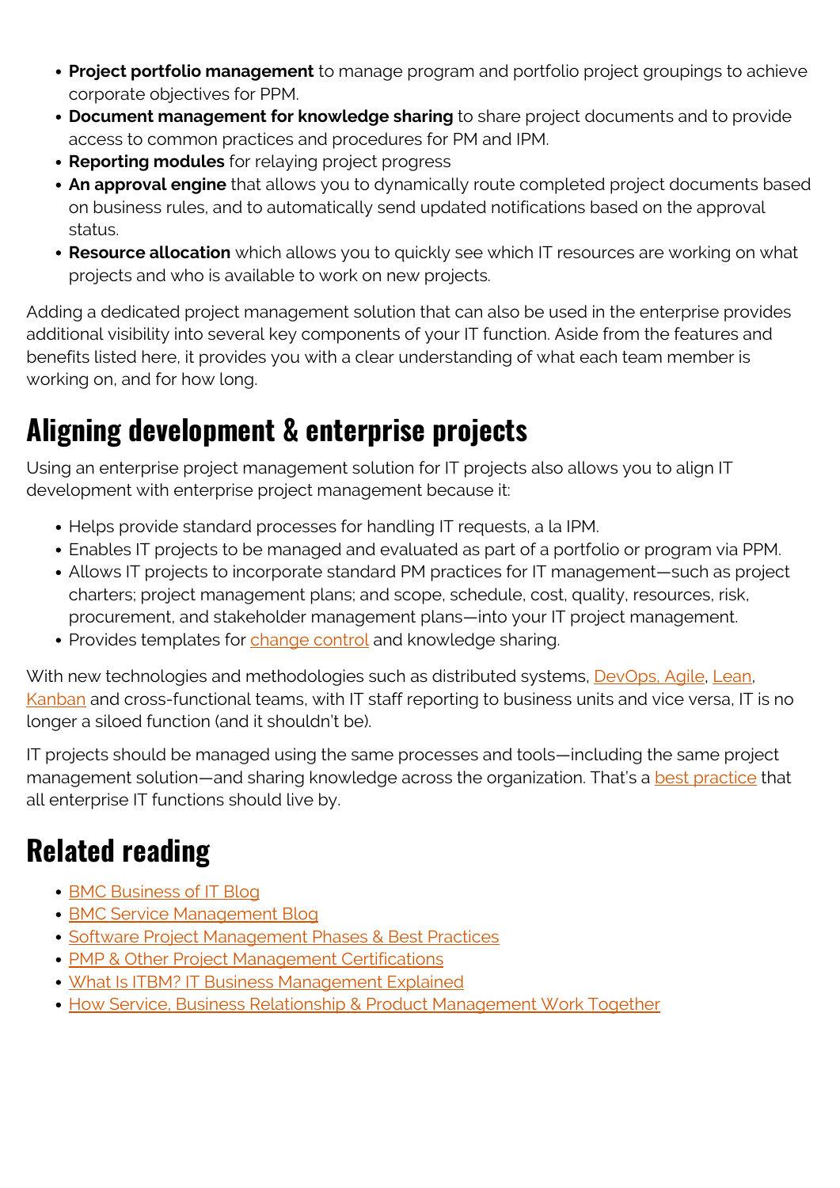- **Project portfolio management** to manage program and portfolio project groupings to achieve corporate objectives for PPM.
- **Document management for knowledge sharing** to share project documents and to provide access to common practices and procedures for PM and IPM.
- **Reporting modules** for relaying project progress
- **An approval engine** that allows you to dynamically route completed project documents based on business rules, and to automatically send updated notifications based on the approval status.
- **Resource allocation** which allows you to quickly see which IT resources are working on what projects and who is available to work on new projects.

Adding a dedicated project management solution that can also be used in the enterprise provides additional visibility into several key components of your IT function. Aside from the features and benefits listed here, it provides you with a clear understanding of what each team member is working on, and for how long.

## Aligning development & enterprise projects

Using an enterprise project management solution for IT projects also allows you to align IT development with enterprise project management because it:

- Helps provide standard processes for handling IT requests, a la IPM.
- Enables IT projects to be managed and evaluated as part of a portfolio or program via PPM.
- Allows IT projects to incorporate standard PM practices for IT management—such as project charters; project management plans; and scope, schedule, cost, quality, resources, risk, procurement, and stakeholder management plans—into your IT project management.
- Provides templates for change control and knowledge sharing.

With new technologies and methodologies such as distributed systems, DevOps, Agile, Lean, Kanban and cross-functional teams, with IT staff reporting to business units and vice versa, IT is no longer a siloed function (and it shouldn't be).

IT projects should be managed using the same processes and tools—including the same project management solution—and sharing knowledge across the organization. That's a best practice that all enterprise IT functions should live by.

## Related reading

- BMC Business of IT Blog
- BMC Service Management Blog
- Software Project Management Phases & Best Practices
- PMP & Other Project Management Certifications
- What Is ITBM? IT Business Management Explained
- How Service, Business Relationship & Product Management Work Together